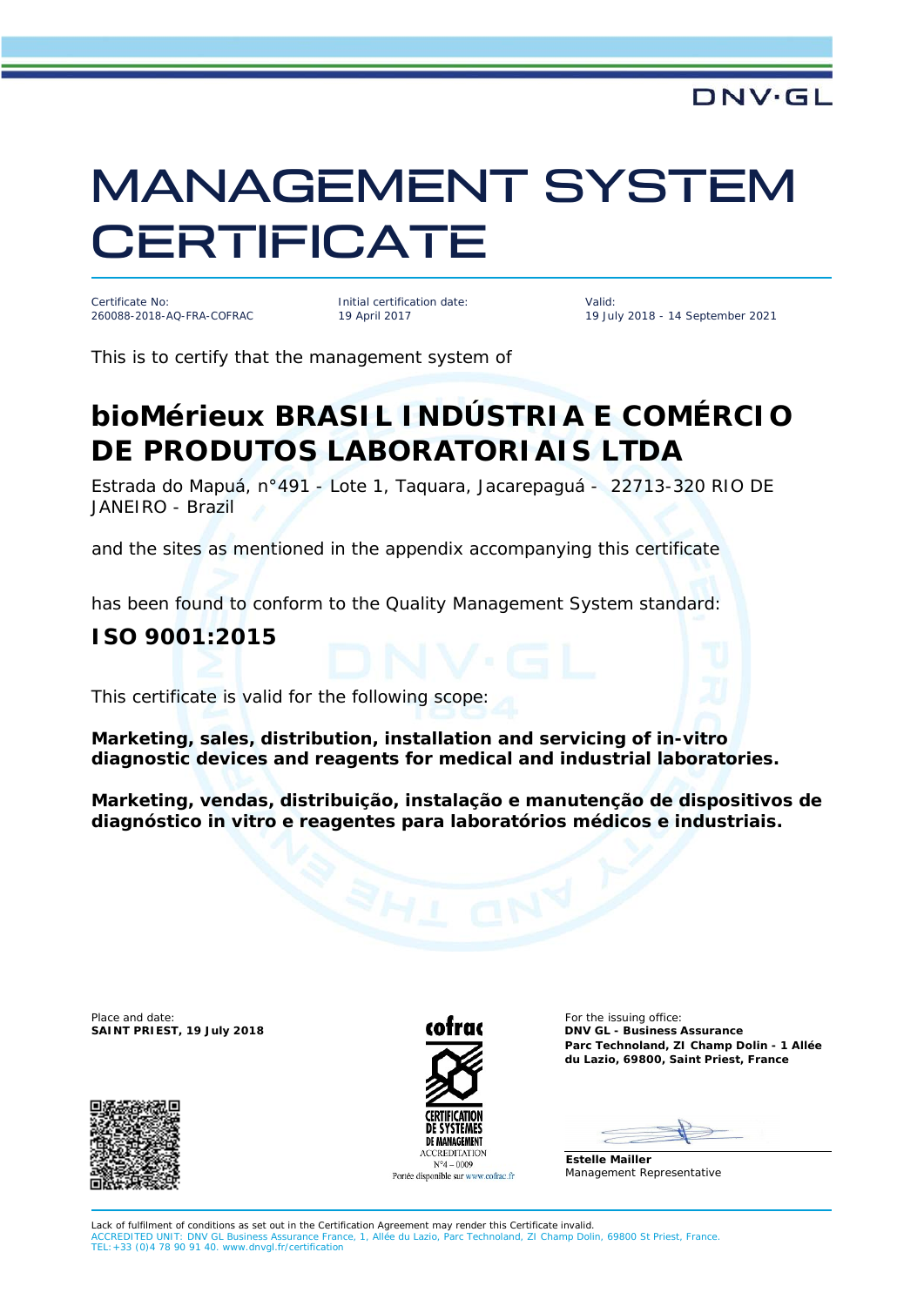DNV·GL

# MANAGEMENT SYSTEM CERTIFICATE

| Certificate No: | Initial certification date: | Valid: |
|---|---|---|
| 260088-2018-AQ-FRA-COFRAC | 19 April 2017 | 19 July 2018 - 14 September 2021 |

This is to certify that the management system of

## bioMérieux BRASIL INDÚSTRIA E COMÉRCIO DE PRODUTOS LABORATORIAIS LTDA

Estrada do Mapuá, n°491 - Lote 1, Taquara, Jacarepaguá - 22713-320 RIO DE JANEIRO - Brazil

and the sites as mentioned in the appendix accompanying this certificate

has been found to conform to the Quality Management System standard:

## ISO 9001:2015

This certificate is valid for the following scope:

**Marketing, sales, distribution, installation and servicing of in-vitro diagnostic devices and reagents for medical and industrial laboratories.**

**Marketing, vendas, distribuição, instalação e manutenção de dispositivos de diagnóstico in vitro e reagentes para laboratórios médicos e industriais.**

Place and date:
**SAINT PRIEST, 19 July 2018**

cofrac
CERTIFICATION DE SYSTEMES DE MANAGEMENT
ACCREDITATION
N°4 – 0009
Portée disponible sur www.cofrac.fr

For the issuing office:
**DNV GL - Business Assurance**
**Parc Technoland, ZI Champ Dolin - 1 Allée du Lazio, 69800, Saint Priest, France**

**Estelle Mailler**
Management Representative

Lack of fulfilment of conditions as set out in the Certification Agreement may render this Certificate invalid.
ACCREDITED UNIT: DNV GL Business Assurance France, 1, Allée du Lazio, Parc Technoland, ZI Champ Dolin, 69800 St Priest, France.
TEL:+33 (0)4 78 90 91 40. www.dnvgl.fr/certification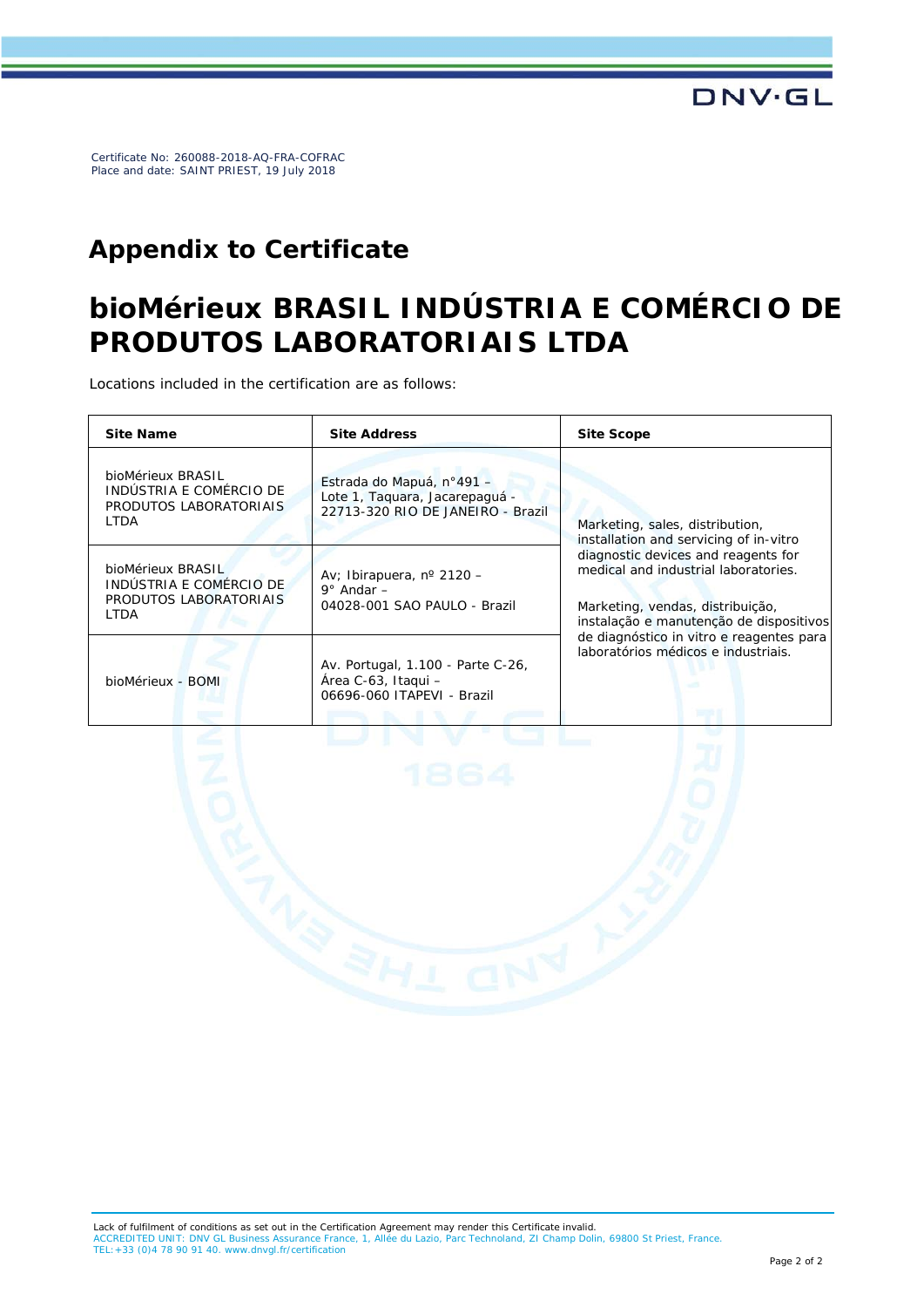Certificate No: 260088-2018-AQ-FRA-COFRAC
Place and date: SAINT PRIEST, 19 July 2018

# Appendix to Certificate

# bioMérieux BRASIL INDÚSTRIA E COMÉRCIO DE PRODUTOS LABORATORIAIS LTDA

Locations included in the certification are as follows:

| Site Name | Site Address | Site Scope |
|---|---|---|
| bioMérieux BRASIL INDÚSTRIA E COMÉRCIO DE PRODUTOS LABORATORIAIS LTDA | Estrada do Mapuá, n°491 – Lote 1, Taquara, Jacarepaguá - 22713-320 RIO DE JANEIRO - Brazil | Marketing, sales, distribution, installation and servicing of in-vitro diagnostic devices and reagents for medical and industrial laboratories. Marketing, vendas, distribuição, instalação e manutenção de dispositivos de diagnóstico in vitro e reagentes para laboratórios médicos e industriais. |
| bioMérieux BRASIL INDÚSTRIA E COMÉRCIO DE PRODUTOS LABORATORIAIS LTDA | Av; Ibirapuera, nº 2120 – 9° Andar – 04028-001 SAO PAULO - Brazil | |
| bioMérieux - BOMI | Av. Portugal, 1.100 - Parte C-26, Área C-63, Itaqui – 06696-060 ITAPEVI - Brazil | |

Lack of fulfilment of conditions as set out in the Certification Agreement may render this Certificate invalid.
ACCREDITED UNIT: DNV GL Business Assurance France, 1, Allée du Lazio, Parc Technoland, ZI Champ Dolin, 69800 St Priest, France.
TEL:+33 (0)4 78 90 91 40. www.dnvgl.fr/certification